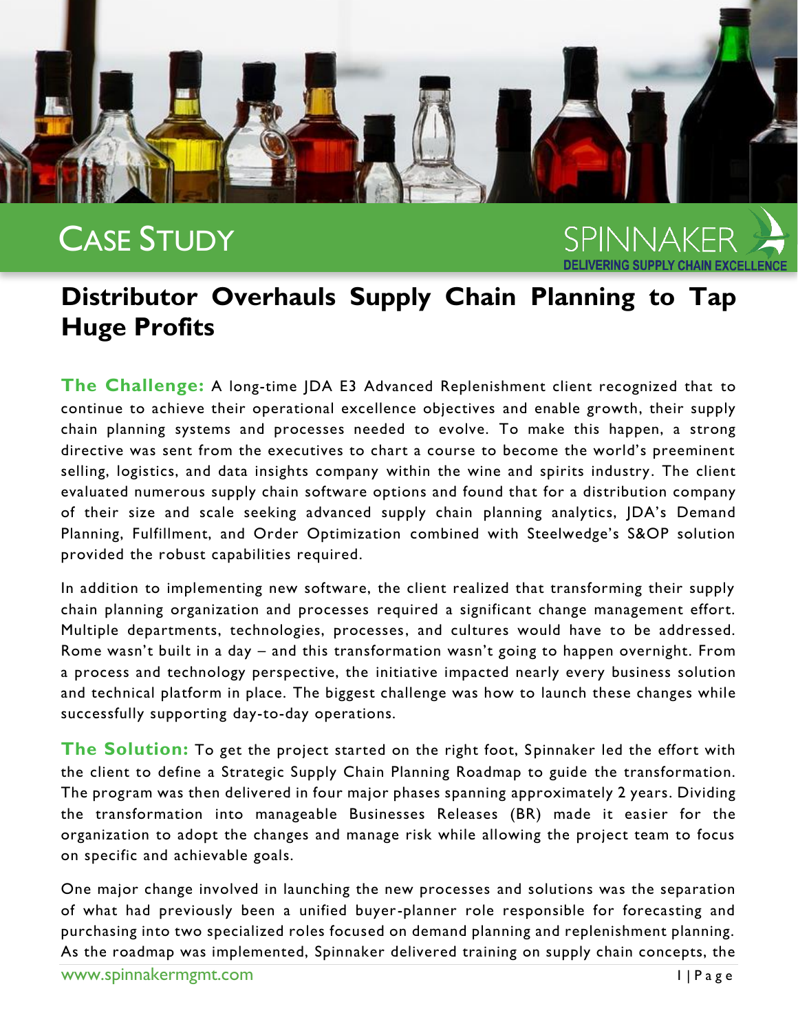CASE STUDY

SPINNAKER
DELIVERING SUPPLY CHAIN EXCELLENCE

# Distributor Overhauls Supply Chain Planning to Tap Huge Profits

**The Challenge:** A long-time JDA E3 Advanced Replenishment client recognized that to continue to achieve their operational excellence objectives and enable growth, their supply chain planning systems and processes needed to evolve. To make this happen, a strong directive was sent from the executives to chart a course to become the world's preeminent selling, logistics, and data insights company within the wine and spirits industry. The client evaluated numerous supply chain software options and found that for a distribution company of their size and scale seeking advanced supply chain planning analytics, JDA's Demand Planning, Fulfillment, and Order Optimization combined with Steelwedge's S&OP solution provided the robust capabilities required.

In addition to implementing new software, the client realized that transforming their supply chain planning organization and processes required a significant change management effort. Multiple departments, technologies, processes, and cultures would have to be addressed. Rome wasn't built in a day – and this transformation wasn't going to happen overnight. From a process and technology perspective, the initiative impacted nearly every business solution and technical platform in place. The biggest challenge was how to launch these changes while successfully supporting day-to-day operations.

**The Solution:** To get the project started on the right foot, Spinnaker led the effort with the client to define a Strategic Supply Chain Planning Roadmap to guide the transformation. The program was then delivered in four major phases spanning approximately 2 years. Dividing the transformation into manageable Businesses Releases (BR) made it easier for the organization to adopt the changes and manage risk while allowing the project team to focus on specific and achievable goals.

One major change involved in launching the new processes and solutions was the separation of what had previously been a unified buyer-planner role responsible for forecasting and purchasing into two specialized roles focused on demand planning and replenishment planning. As the roadmap was implemented, Spinnaker delivered training on supply chain concepts, the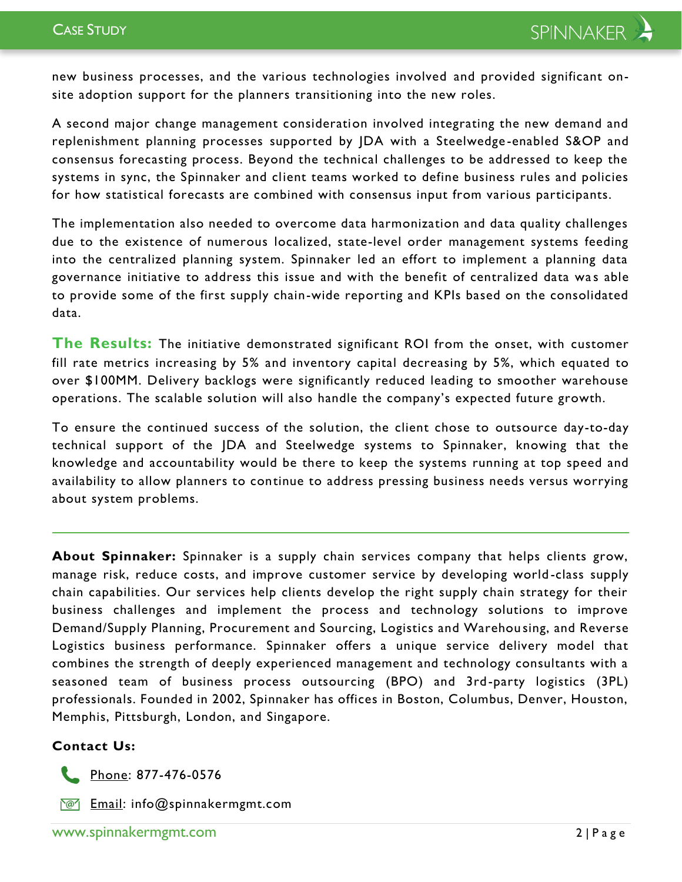new business processes, and the various technologies involved and provided significant on-site adoption support for the planners transitioning into the new roles.

A second major change management consideration involved integrating the new demand and replenishment planning processes supported by JDA with a Steelwedge-enabled S&OP and consensus forecasting process. Beyond the technical challenges to be addressed to keep the systems in sync, the Spinnaker and client teams worked to define business rules and policies for how statistical forecasts are combined with consensus input from various participants.

The implementation also needed to overcome data harmonization and data quality challenges due to the existence of numerous localized, state-level order management systems feeding into the centralized planning system. Spinnaker led an effort to implement a planning data governance initiative to address this issue and with the benefit of centralized data was able to provide some of the first supply chain-wide reporting and KPIs based on the consolidated data.

**The Results:** The initiative demonstrated significant ROI from the onset, with customer fill rate metrics increasing by 5% and inventory capital decreasing by 5%, which equated to over $100MM. Delivery backlogs were significantly reduced leading to smoother warehouse operations. The scalable solution will also handle the company's expected future growth.

To ensure the continued success of the solution, the client chose to outsource day-to-day technical support of the JDA and Steelwedge systems to Spinnaker, knowing that the knowledge and accountability would be there to keep the systems running at top speed and availability to allow planners to continue to address pressing business needs versus worrying about system problems.

---

**About Spinnaker:** Spinnaker is a supply chain services company that helps clients grow, manage risk, reduce costs, and improve customer service by developing world-class supply chain capabilities. Our services help clients develop the right supply chain strategy for their business challenges and implement the process and technology solutions to improve Demand/Supply Planning, Procurement and Sourcing, Logistics and Warehousing, and Reverse Logistics business performance. Spinnaker offers a unique service delivery model that combines the strength of deeply experienced management and technology consultants with a seasoned team of business process outsourcing (BPO) and 3rd-party logistics (3PL) professionals. Founded in 2002, Spinnaker has offices in Boston, Columbus, Denver, Houston, Memphis, Pittsburgh, London, and Singapore.

**Contact Us:**

Phone: 877-476-0576

Email: info@spinnakermgmt.com